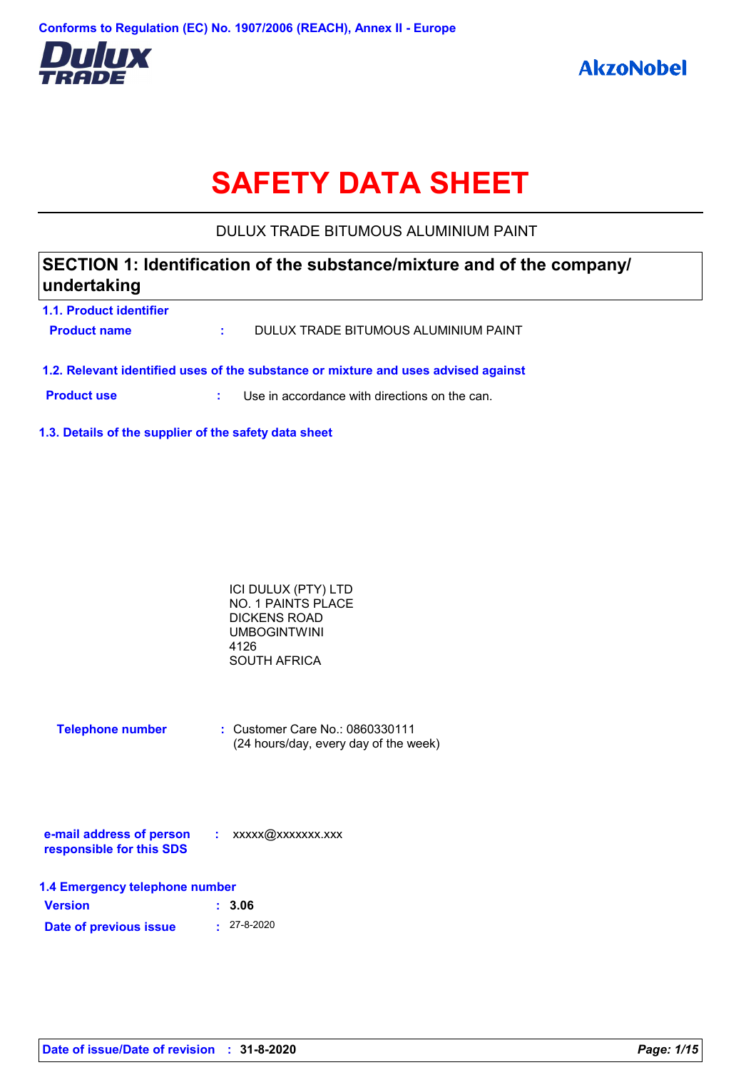Conforms to Regulation (EC) No. 1907/2006 (REACH), Annex II - Europe

Dulux TRADE

AkzoNobel

# SAFETY DATA SHEET

DULUX TRADE BITUMOUS ALUMINIUM PAINT

## SECTION 1: Identification of the substance/mixture and of the company/undertaking

### 1.1. Product identifier

**Product name** : DULUX TRADE BITUMOUS ALUMINIUM PAINT

### 1.2. Relevant identified uses of the substance or mixture and uses advised against

**Product use** : Use in accordance with directions on the can.

### 1.3. Details of the supplier of the safety data sheet

ICI DULUX (PTY) LTD
NO. 1 PAINTS PLACE
DICKENS ROAD
UMBOGINTWINI
4126
SOUTH AFRICA

**Telephone number** : Customer Care No.: 0860330111
(24 hours/day, every day of the week)

**e-mail address of person responsible for this SDS** : xxxxx@xxxxxxx.xxx

### 1.4 Emergency telephone number

**Version** : **3.06**

**Date of previous issue** : 27-8-2020

**Date of issue/Date of revision** : **31-8-2020**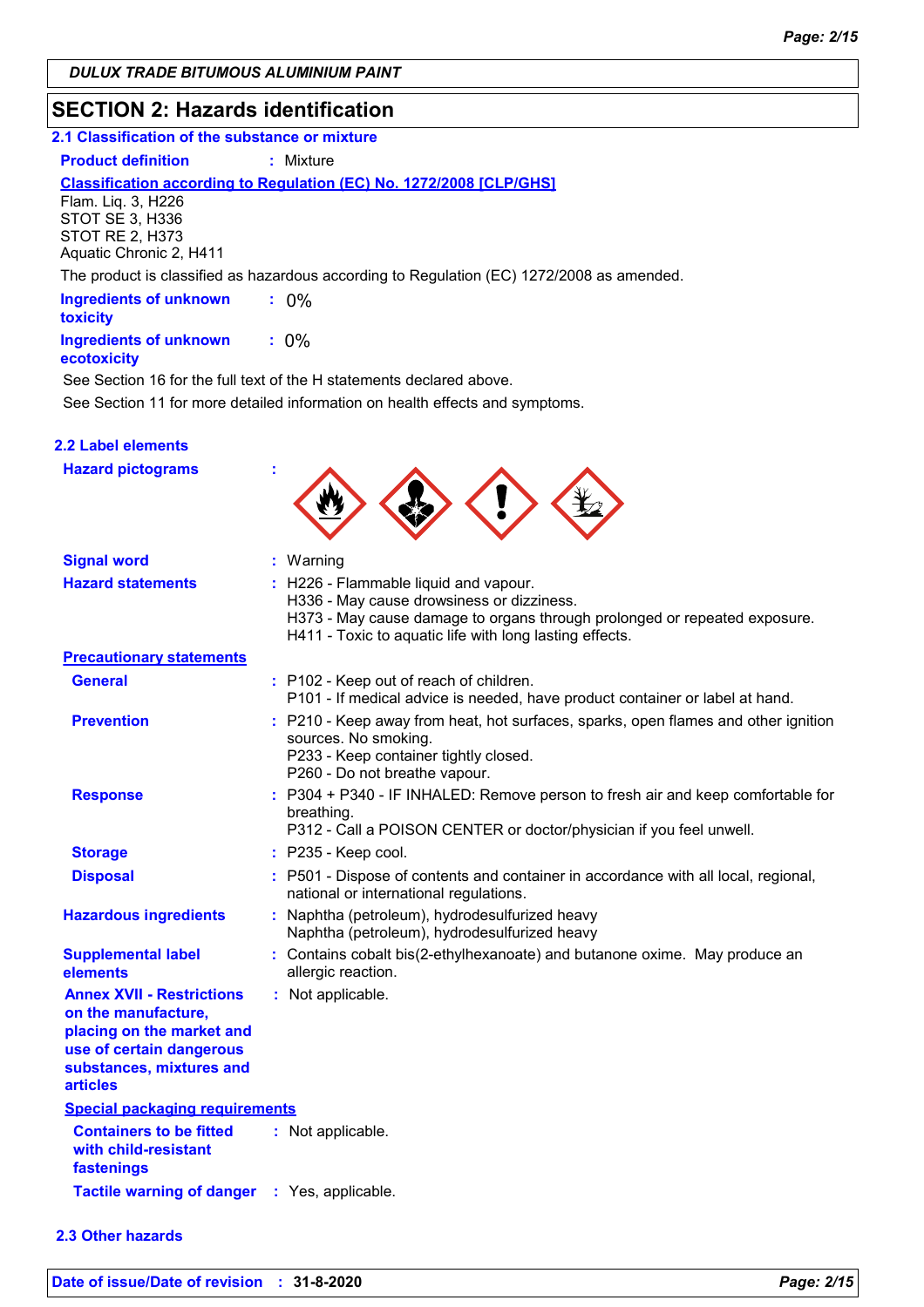**DULUX TRADE BITUMOUS ALUMINIUM PAINT**

## SECTION 2: Hazards identification

### 2.1 Classification of the substance or mixture

**Product definition** : Mixture

**Classification according to Regulation (EC) No. 1272/2008 [CLP/GHS]**

Flam. Liq. 3, H226
STOT SE 3, H336
STOT RE 2, H373
Aquatic Chronic 2, H411

The product is classified as hazardous according to Regulation (EC) 1272/2008 as amended.

**Ingredients of unknown toxicity** : 0%

**Ingredients of unknown ecotoxicity** : 0%

See Section 16 for the full text of the H statements declared above.

See Section 11 for more detailed information on health effects and symptoms.

### 2.2 Label elements

**Hazard pictograms** :

**Signal word** : Warning

**Hazard statements** :
H226 - Flammable liquid and vapour.
H336 - May cause drowsiness or dizziness.
H373 - May cause damage to organs through prolonged or repeated exposure.
H411 - Toxic to aquatic life with long lasting effects.

**Precautionary statements**

**General** :
P102 - Keep out of reach of children.
P101 - If medical advice is needed, have product container or label at hand.

**Prevention** :
P210 - Keep away from heat, hot surfaces, sparks, open flames and other ignition sources. No smoking.
P233 - Keep container tightly closed.
P260 - Do not breathe vapour.

**Response** :
P304 + P340 - IF INHALED: Remove person to fresh air and keep comfortable for breathing.
P312 - Call a POISON CENTER or doctor/physician if you feel unwell.

**Storage** : P235 - Keep cool.

**Disposal** : P501 - Dispose of contents and container in accordance with all local, regional, national or international regulations.

**Hazardous ingredients** :
Naphtha (petroleum), hydrodesulfurized heavy
Naphtha (petroleum), hydrodesulfurized heavy

**Supplemental label elements** : Contains cobalt bis(2-ethylhexanoate) and butanone oxime. May produce an allergic reaction.

**Annex XVII - Restrictions on the manufacture, placing on the market and use of certain dangerous substances, mixtures and articles** : Not applicable.

**Special packaging requirements**

**Containers to be fitted with child-resistant fastenings** : Not applicable.

**Tactile warning of danger** : Yes, applicable.

### 2.3 Other hazards

**Date of issue/Date of revision** : 31-8-2020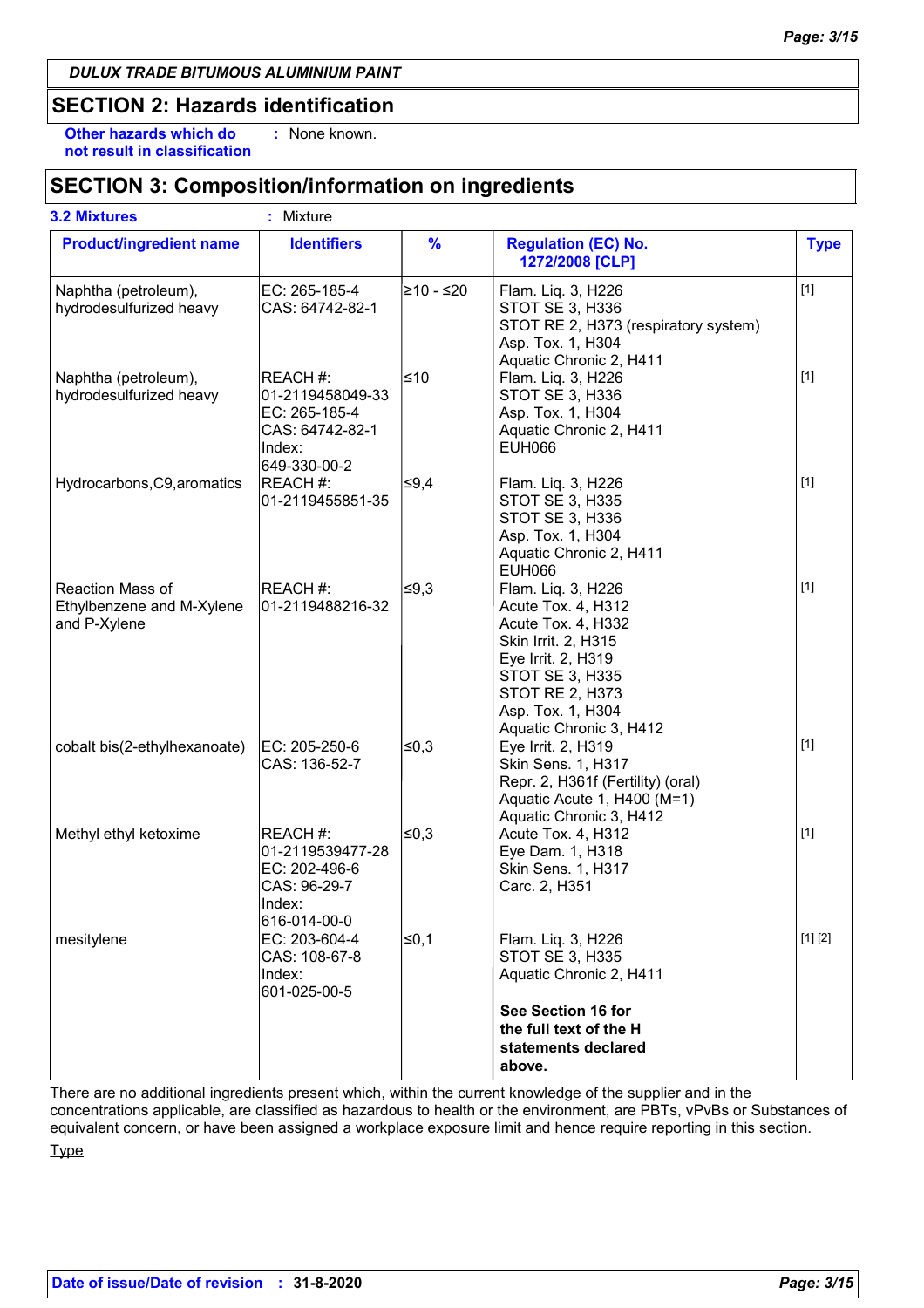DULUX TRADE BITUMOUS ALUMINIUM PAINT

## SECTION 2: Hazards identification

**Other hazards which do not result in classification** : None known.

## SECTION 3: Composition/information on ingredients

**3.2 Mixtures** : Mixture

| Product/ingredient name | Identifiers | % | Regulation (EC) No. 1272/2008 [CLP] | Type |
|---|---|---|---|---|
| Naphtha (petroleum), hydrodesulfurized heavy | EC: 265-185-4<br>CAS: 64742-82-1 | ≥10 - ≤20 | Flam. Liq. 3, H226<br>STOT SE 3, H336<br>STOT RE 2, H373 (respiratory system)<br>Asp. Tox. 1, H304<br>Aquatic Chronic 2, H411 | [1] |
| Naphtha (petroleum), hydrodesulfurized heavy | REACH #: 01-2119458049-33<br>EC: 265-185-4<br>CAS: 64742-82-1<br>Index: 649-330-00-2 | ≤10 | Flam. Liq. 3, H226<br>STOT SE 3, H336<br>Asp. Tox. 1, H304<br>Aquatic Chronic 2, H411<br>EUH066 | [1] |
| Hydrocarbons,C9,aromatics | REACH #: 01-2119455851-35 | ≤9,4 | Flam. Liq. 3, H226<br>STOT SE 3, H335<br>STOT SE 3, H336<br>Asp. Tox. 1, H304<br>Aquatic Chronic 2, H411<br>EUH066 | [1] |
| Reaction Mass of Ethylbenzene and M-Xylene and P-Xylene | REACH #: 01-2119488216-32 | ≤9,3 | Flam. Liq. 3, H226<br>Acute Tox. 4, H312<br>Acute Tox. 4, H332<br>Skin Irrit. 2, H315<br>Eye Irrit. 2, H319<br>STOT SE 3, H335<br>STOT RE 2, H373<br>Asp. Tox. 1, H304<br>Aquatic Chronic 3, H412 | [1] |
| cobalt bis(2-ethylhexanoate) | EC: 205-250-6<br>CAS: 136-52-7 | ≤0,3 | Eye Irrit. 2, H319<br>Skin Sens. 1, H317<br>Repr. 2, H361f (Fertility) (oral)<br>Aquatic Acute 1, H400 (M=1)<br>Aquatic Chronic 3, H412 | [1] |
| Methyl ethyl ketoxime | REACH #: 01-2119539477-28<br>EC: 202-496-6<br>CAS: 96-29-7<br>Index: 616-014-00-0 | ≤0,3 | Acute Tox. 4, H312<br>Eye Dam. 1, H318<br>Skin Sens. 1, H317<br>Carc. 2, H351 | [1] |
| mesitylene | EC: 203-604-4<br>CAS: 108-67-8<br>Index: 601-025-00-5 | ≤0,1 | Flam. Liq. 3, H226<br>STOT SE 3, H335<br>Aquatic Chronic 2, H411<br><br>**See Section 16 for the full text of the H statements declared above.** | [1] [2] |

There are no additional ingredients present which, within the current knowledge of the supplier and in the concentrations applicable, are classified as hazardous to health or the environment, are PBTs, vPvBs or Substances of equivalent concern, or have been assigned a workplace exposure limit and hence require reporting in this section.

Type

**Date of issue/Date of revision** : **31-8-2020**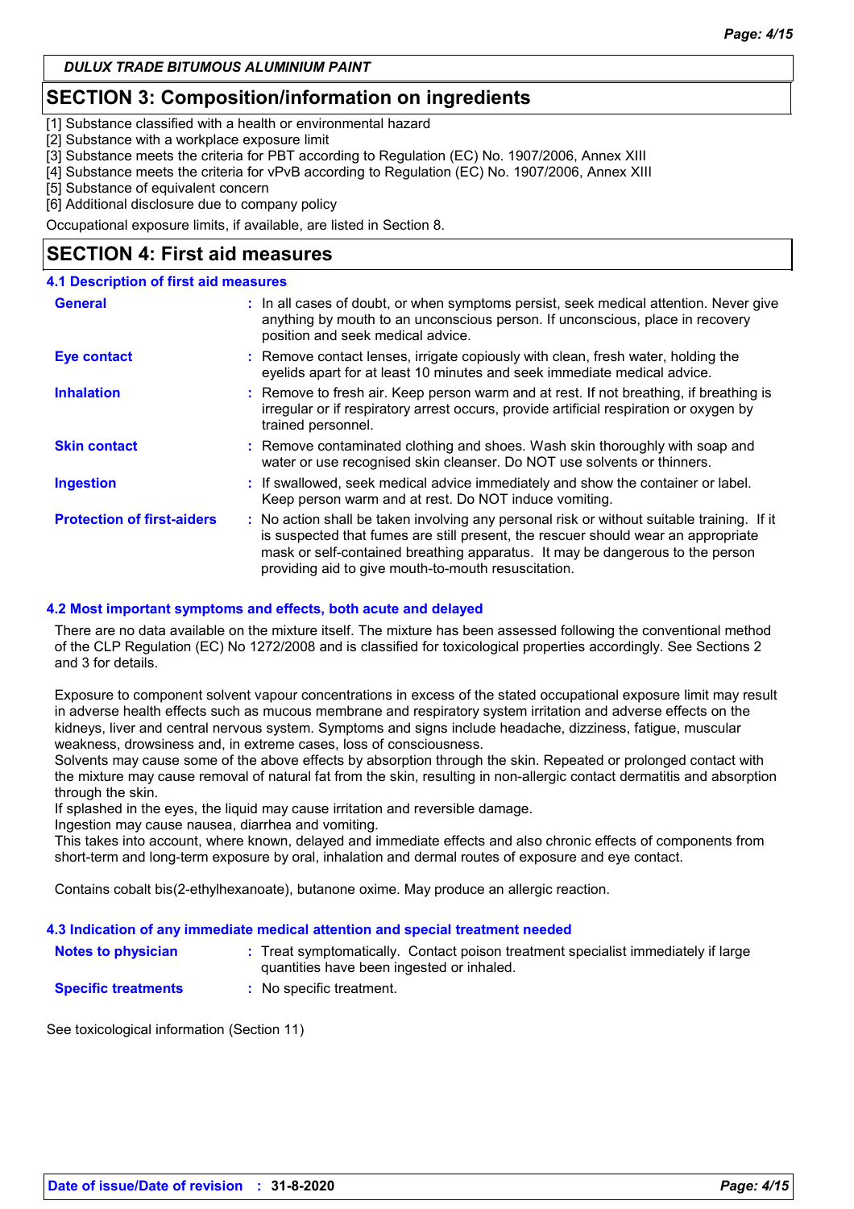## SECTION 3: Composition/information on ingredients

[1] Substance classified with a health or environmental hazard
[2] Substance with a workplace exposure limit
[3] Substance meets the criteria for PBT according to Regulation (EC) No. 1907/2006, Annex XIII
[4] Substance meets the criteria for vPvB according to Regulation (EC) No. 1907/2006, Annex XIII
[5] Substance of equivalent concern
[6] Additional disclosure due to company policy

Occupational exposure limits, if available, are listed in Section 8.

## SECTION 4: First aid measures

### 4.1 Description of first aid measures

**General** : In all cases of doubt, or when symptoms persist, seek medical attention. Never give anything by mouth to an unconscious person. If unconscious, place in recovery position and seek medical advice.

**Eye contact** : Remove contact lenses, irrigate copiously with clean, fresh water, holding the eyelids apart for at least 10 minutes and seek immediate medical advice.

**Inhalation** : Remove to fresh air. Keep person warm and at rest. If not breathing, if breathing is irregular or if respiratory arrest occurs, provide artificial respiration or oxygen by trained personnel.

**Skin contact** : Remove contaminated clothing and shoes. Wash skin thoroughly with soap and water or use recognised skin cleanser. Do NOT use solvents or thinners.

**Ingestion** : If swallowed, seek medical advice immediately and show the container or label. Keep person warm and at rest. Do NOT induce vomiting.

**Protection of first-aiders** : No action shall be taken involving any personal risk or without suitable training. If it is suspected that fumes are still present, the rescuer should wear an appropriate mask or self-contained breathing apparatus. It may be dangerous to the person providing aid to give mouth-to-mouth resuscitation.

### 4.2 Most important symptoms and effects, both acute and delayed

There are no data available on the mixture itself. The mixture has been assessed following the conventional method of the CLP Regulation (EC) No 1272/2008 and is classified for toxicological properties accordingly. See Sections 2 and 3 for details.

Exposure to component solvent vapour concentrations in excess of the stated occupational exposure limit may result in adverse health effects such as mucous membrane and respiratory system irritation and adverse effects on the kidneys, liver and central nervous system. Symptoms and signs include headache, dizziness, fatigue, muscular weakness, drowsiness and, in extreme cases, loss of consciousness.
Solvents may cause some of the above effects by absorption through the skin. Repeated or prolonged contact with the mixture may cause removal of natural fat from the skin, resulting in non-allergic contact dermatitis and absorption through the skin.
If splashed in the eyes, the liquid may cause irritation and reversible damage.
Ingestion may cause nausea, diarrhea and vomiting.
This takes into account, where known, delayed and immediate effects and also chronic effects of components from short-term and long-term exposure by oral, inhalation and dermal routes of exposure and eye contact.

Contains cobalt bis(2-ethylhexanoate), butanone oxime. May produce an allergic reaction.

### 4.3 Indication of any immediate medical attention and special treatment needed

**Notes to physician** : Treat symptomatically. Contact poison treatment specialist immediately if large quantities have been ingested or inhaled.

**Specific treatments** : No specific treatment.

See toxicological information (Section 11)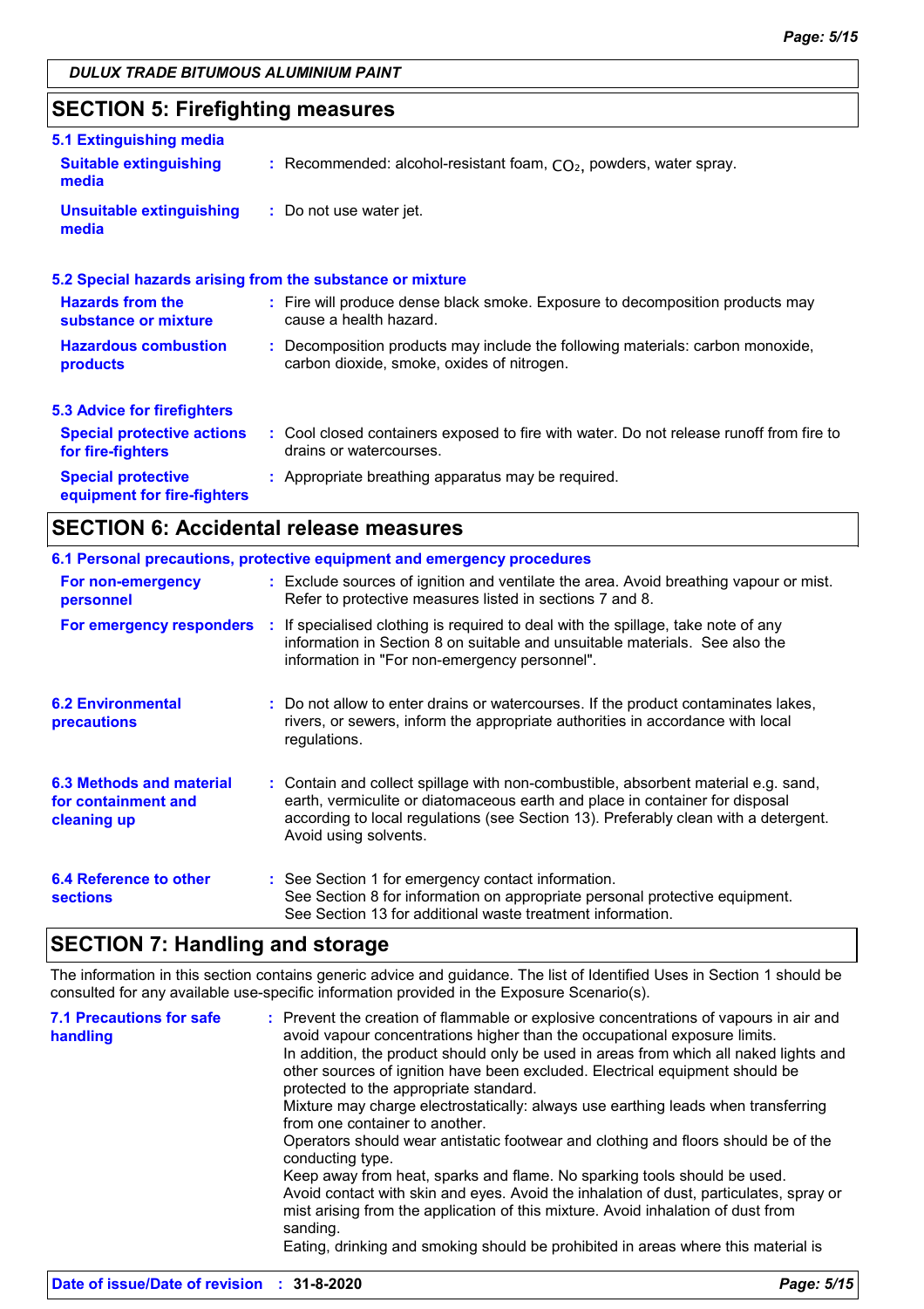## SECTION 5: Firefighting measures

### 5.1 Extinguishing media

**Suitable extinguishing media** : Recommended: alcohol-resistant foam, $CO_2$, powders, water spray.

**Unsuitable extinguishing media** : Do not use water jet.

### 5.2 Special hazards arising from the substance or mixture

**Hazards from the substance or mixture** : Fire will produce dense black smoke. Exposure to decomposition products may cause a health hazard.

**Hazardous combustion products** : Decomposition products may include the following materials: carbon monoxide, carbon dioxide, smoke, oxides of nitrogen.

### 5.3 Advice for firefighters

**Special protective actions for fire-fighters** : Cool closed containers exposed to fire with water. Do not release runoff from fire to drains or watercourses.

**Special protective equipment for fire-fighters** : Appropriate breathing apparatus may be required.

## SECTION 6: Accidental release measures

### 6.1 Personal precautions, protective equipment and emergency procedures

**For non-emergency personnel** : Exclude sources of ignition and ventilate the area. Avoid breathing vapour or mist. Refer to protective measures listed in sections 7 and 8.

**For emergency responders** : If specialised clothing is required to deal with the spillage, take note of any information in Section 8 on suitable and unsuitable materials. See also the information in "For non-emergency personnel".

**6.2 Environmental precautions** : Do not allow to enter drains or watercourses. If the product contaminates lakes, rivers, or sewers, inform the appropriate authorities in accordance with local regulations.

**6.3 Methods and material for containment and cleaning up** : Contain and collect spillage with non-combustible, absorbent material e.g. sand, earth, vermiculite or diatomaceous earth and place in container for disposal according to local regulations (see Section 13). Preferably clean with a detergent. Avoid using solvents.

**6.4 Reference to other sections** : See Section 1 for emergency contact information.
See Section 8 for information on appropriate personal protective equipment.
See Section 13 for additional waste treatment information.

## SECTION 7: Handling and storage

The information in this section contains generic advice and guidance. The list of Identified Uses in Section 1 should be consulted for any available use-specific information provided in the Exposure Scenario(s).

**7.1 Precautions for safe handling** : Prevent the creation of flammable or explosive concentrations of vapours in air and avoid vapour concentrations higher than the occupational exposure limits.
In addition, the product should only be used in areas from which all naked lights and other sources of ignition have been excluded. Electrical equipment should be protected to the appropriate standard.
Mixture may charge electrostatically: always use earthing leads when transferring from one container to another.
Operators should wear antistatic footwear and clothing and floors should be of the conducting type.
Keep away from heat, sparks and flame. No sparking tools should be used.
Avoid contact with skin and eyes. Avoid the inhalation of dust, particulates, spray or mist arising from the application of this mixture. Avoid inhalation of dust from sanding.
Eating, drinking and smoking should be prohibited in areas where this material is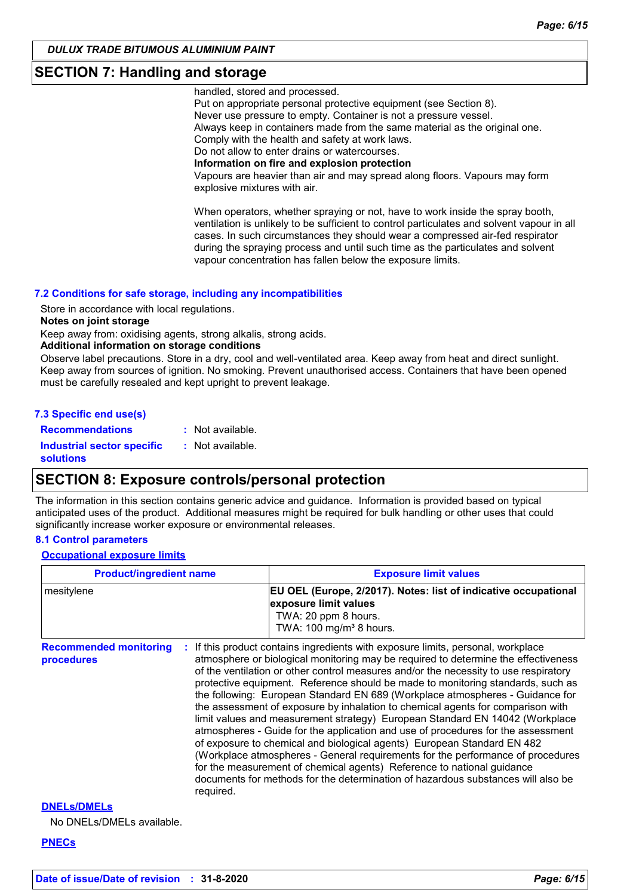## SECTION 7: Handling and storage

handled, stored and processed.
Put on appropriate personal protective equipment (see Section 8).
Never use pressure to empty. Container is not a pressure vessel.
Always keep in containers made from the same material as the original one.
Comply with the health and safety at work laws.
Do not allow to enter drains or watercourses.

**Information on fire and explosion protection**

Vapours are heavier than air and may spread along floors. Vapours may form explosive mixtures with air.

When operators, whether spraying or not, have to work inside the spray booth, ventilation is unlikely to be sufficient to control particulates and solvent vapour in all cases. In such circumstances they should wear a compressed air-fed respirator during the spraying process and until such time as the particulates and solvent vapour concentration has fallen below the exposure limits.

### 7.2 Conditions for safe storage, including any incompatibilities

Store in accordance with local regulations.

**Notes on joint storage**

Keep away from: oxidising agents, strong alkalis, strong acids.

**Additional information on storage conditions**

Observe label precautions. Store in a dry, cool and well-ventilated area. Keep away from heat and direct sunlight. Keep away from sources of ignition. No smoking. Prevent unauthorised access. Containers that have been opened must be carefully resealed and kept upright to prevent leakage.

### 7.3 Specific end use(s)

**Recommendations** : Not available.

**Industrial sector specific solutions** : Not available.

## SECTION 8: Exposure controls/personal protection

The information in this section contains generic advice and guidance. Information is provided based on typical anticipated uses of the product. Additional measures might be required for bulk handling or other uses that could significantly increase worker exposure or environmental releases.

### 8.1 Control parameters

**Occupational exposure limits**

| Product/ingredient name | Exposure limit values |
| --- | --- |
| mesitylene | **EU OEL (Europe, 2/2017). Notes: list of indicative occupational exposure limit values**<br>TWA: 20 ppm 8 hours.<br>TWA: 100 mg/m³ 8 hours. |

**Recommended monitoring procedures** : If this product contains ingredients with exposure limits, personal, workplace atmosphere or biological monitoring may be required to determine the effectiveness of the ventilation or other control measures and/or the necessity to use respiratory protective equipment. Reference should be made to monitoring standards, such as the following: European Standard EN 689 (Workplace atmospheres - Guidance for the assessment of exposure by inhalation to chemical agents for comparison with limit values and measurement strategy) European Standard EN 14042 (Workplace atmospheres - Guide for the application and use of procedures for the assessment of exposure to chemical and biological agents) European Standard EN 482 (Workplace atmospheres - General requirements for the performance of procedures for the measurement of chemical agents) Reference to national guidance documents for methods for the determination of hazardous substances will also be required.

**DNELs/DMELs**

No DNELs/DMELs available.

**PNECs**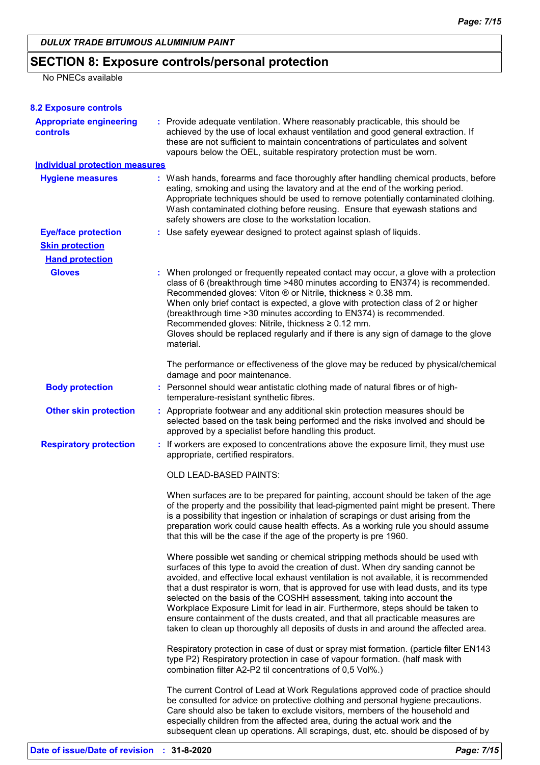## SECTION 8: Exposure controls/personal protection

No PNECs available

### 8.2 Exposure controls

**Appropriate engineering controls** : Provide adequate ventilation. Where reasonably practicable, this should be achieved by the use of local exhaust ventilation and good general extraction. If these are not sufficient to maintain concentrations of particulates and solvent vapours below the OEL, suitable respiratory protection must be worn.

**Individual protection measures**

**Hygiene measures** : Wash hands, forearms and face thoroughly after handling chemical products, before eating, smoking and using the lavatory and at the end of the working period. Appropriate techniques should be used to remove potentially contaminated clothing. Wash contaminated clothing before reusing. Ensure that eyewash stations and safety showers are close to the workstation location.

**Eye/face protection** : Use safety eyewear designed to protect against splash of liquids.

**Skin protection**

**Hand protection**

**Gloves** : When prolonged or frequently repeated contact may occur, a glove with a protection class of 6 (breakthrough time >480 minutes according to EN374) is recommended. Recommended gloves: Viton ® or Nitrile, thickness ≥ 0.38 mm.
When only brief contact is expected, a glove with protection class of 2 or higher (breakthrough time >30 minutes according to EN374) is recommended.
Recommended gloves: Nitrile, thickness ≥ 0.12 mm.
Gloves should be replaced regularly and if there is any sign of damage to the glove material.

The performance or effectiveness of the glove may be reduced by physical/chemical damage and poor maintenance.

**Body protection** : Personnel should wear antistatic clothing made of natural fibres or of high-temperature-resistant synthetic fibres.

**Other skin protection** : Appropriate footwear and any additional skin protection measures should be selected based on the task being performed and the risks involved and should be approved by a specialist before handling this product.

**Respiratory protection** : If workers are exposed to concentrations above the exposure limit, they must use appropriate, certified respirators.

OLD LEAD-BASED PAINTS:

When surfaces are to be prepared for painting, account should be taken of the age of the property and the possibility that lead-pigmented paint might be present. There is a possibility that ingestion or inhalation of scrapings or dust arising from the preparation work could cause health effects. As a working rule you should assume that this will be the case if the age of the property is pre 1960.

Where possible wet sanding or chemical stripping methods should be used with surfaces of this type to avoid the creation of dust. When dry sanding cannot be avoided, and effective local exhaust ventilation is not available, it is recommended that a dust respirator is worn, that is approved for use with lead dusts, and its type selected on the basis of the COSHH assessment, taking into account the Workplace Exposure Limit for lead in air. Furthermore, steps should be taken to ensure containment of the dusts created, and that all practicable measures are taken to clean up thoroughly all deposits of dusts in and around the affected area.

Respiratory protection in case of dust or spray mist formation. (particle filter EN143 type P2) Respiratory protection in case of vapour formation. (half mask with combination filter A2-P2 til concentrations of 0,5 Vol%.)

The current Control of Lead at Work Regulations approved code of practice should be consulted for advice on protective clothing and personal hygiene precautions. Care should also be taken to exclude visitors, members of the household and especially children from the affected area, during the actual work and the subsequent clean up operations. All scrapings, dust, etc. should be disposed of by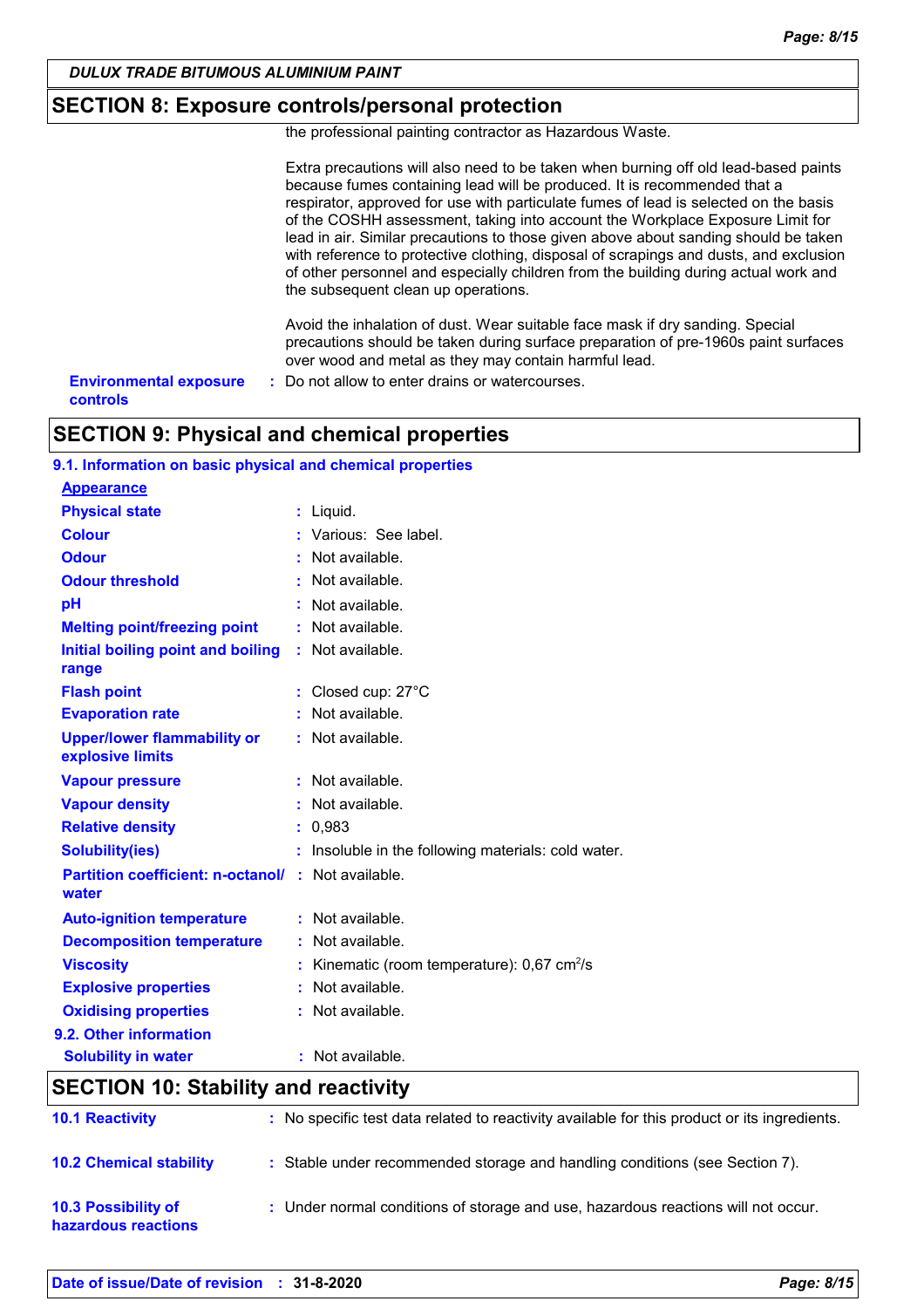## SECTION 8: Exposure controls/personal protection

the professional painting contractor as Hazardous Waste.

Extra precautions will also need to be taken when burning off old lead-based paints because fumes containing lead will be produced. It is recommended that a respirator, approved for use with particulate fumes of lead is selected on the basis of the COSHH assessment, taking into account the Workplace Exposure Limit for lead in air. Similar precautions to those given above about sanding should be taken with reference to protective clothing, disposal of scrapings and dusts, and exclusion of other personnel and especially children from the building during actual work and the subsequent clean up operations.

Avoid the inhalation of dust. Wear suitable face mask if dry sanding. Special precautions should be taken during surface preparation of pre-1960s paint surfaces over wood and metal as they may contain harmful lead.

**Environmental exposure controls** : Do not allow to enter drains or watercourses.

## SECTION 9: Physical and chemical properties

### 9.1. Information on basic physical and chemical properties

**Appearance**

| Property | Value |
|---|---|
| Physical state | Liquid. |
| Colour | Various: See label. |
| Odour | Not available. |
| Odour threshold | Not available. |
| pH | Not available. |
| Melting point/freezing point | Not available. |
| Initial boiling point and boiling range | Not available. |
| Flash point | Closed cup: 27°C |
| Evaporation rate | Not available. |
| Upper/lower flammability or explosive limits | Not available. |
| Vapour pressure | Not available. |
| Vapour density | Not available. |
| Relative density | 0,983 |
| Solubility(ies) | Insoluble in the following materials: cold water. |
| Partition coefficient: n-octanol/water | Not available. |
| Auto-ignition temperature | Not available. |
| Decomposition temperature | Not available. |
| Viscosity | Kinematic (room temperature): 0,67 $cm^2/s$ |
| Explosive properties | Not available. |
| Oxidising properties | Not available. |

### 9.2. Other information

| Property | Value |
|---|---|
| Solubility in water | Not available. |

## SECTION 10: Stability and reactivity

**10.1 Reactivity** : No specific test data related to reactivity available for this product or its ingredients.

**10.2 Chemical stability** : Stable under recommended storage and handling conditions (see Section 7).

**10.3 Possibility of hazardous reactions** : Under normal conditions of storage and use, hazardous reactions will not occur.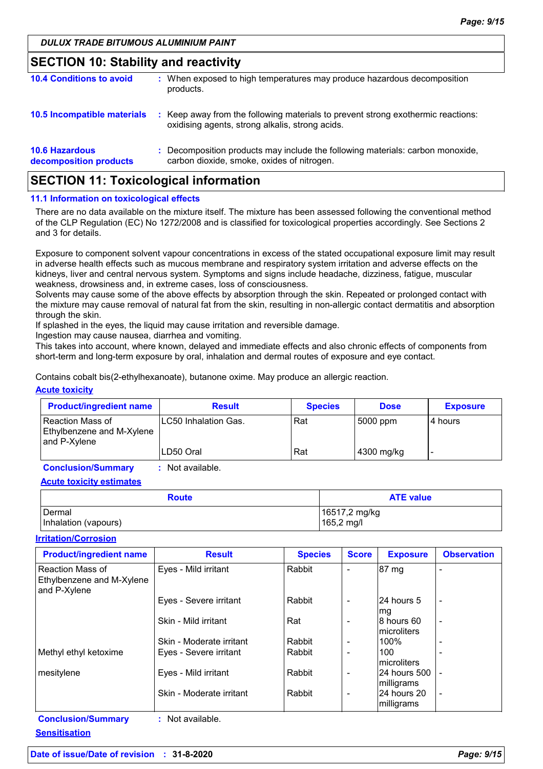**DULUX TRADE BITUMOUS ALUMINIUM PAINT**

## SECTION 10: Stability and reactivity

**10.4 Conditions to avoid** : When exposed to high temperatures may produce hazardous decomposition products.

**10.5 Incompatible materials** : Keep away from the following materials to prevent strong exothermic reactions: oxidising agents, strong alkalis, strong acids.

**10.6 Hazardous decomposition products** : Decomposition products may include the following materials: carbon monoxide, carbon dioxide, smoke, oxides of nitrogen.

## SECTION 11: Toxicological information

### 11.1 Information on toxicological effects

There are no data available on the mixture itself. The mixture has been assessed following the conventional method of the CLP Regulation (EC) No 1272/2008 and is classified for toxicological properties accordingly. See Sections 2 and 3 for details.

Exposure to component solvent vapour concentrations in excess of the stated occupational exposure limit may result in adverse health effects such as mucous membrane and respiratory system irritation and adverse effects on the kidneys, liver and central nervous system. Symptoms and signs include headache, dizziness, fatigue, muscular weakness, drowsiness and, in extreme cases, loss of consciousness.
Solvents may cause some of the above effects by absorption through the skin. Repeated or prolonged contact with the mixture may cause removal of natural fat from the skin, resulting in non-allergic contact dermatitis and absorption through the skin.
If splashed in the eyes, the liquid may cause irritation and reversible damage.
Ingestion may cause nausea, diarrhea and vomiting.
This takes into account, where known, delayed and immediate effects and also chronic effects of components from short-term and long-term exposure by oral, inhalation and dermal routes of exposure and eye contact.

Contains cobalt bis(2-ethylhexanoate), butanone oxime. May produce an allergic reaction.

**Acute toxicity**

| Product/ingredient name | Result | Species | Dose | Exposure |
|---|---|---|---|---|
| Reaction Mass of Ethylbenzene and M-Xylene and P-Xylene | LC50 Inhalation Gas. | Rat | 5000 ppm | 4 hours |
| | LD50 Oral | Rat | 4300 mg/kg | - |

**Conclusion/Summary** : Not available.

**Acute toxicity estimates**

| Route | ATE value |
|---|---|
| Dermal | 16517,2 mg/kg |
| Inhalation (vapours) | 165,2 mg/l |

**Irritation/Corrosion**

| Product/ingredient name | Result | Species | Score | Exposure | Observation |
|---|---|---|---|---|---|
| Reaction Mass of Ethylbenzene and M-Xylene and P-Xylene | Eyes - Mild irritant | Rabbit | - | 87 mg | - |
| | Eyes - Severe irritant | Rabbit | - | 24 hours 5 mg | - |
| | Skin - Mild irritant | Rat | - | 8 hours 60 microliters | - |
| | Skin - Moderate irritant | Rabbit | - | 100% | - |
| Methyl ethyl ketoxime | Eyes - Severe irritant | Rabbit | - | 100 microliters | - |
| mesitylene | Eyes - Mild irritant | Rabbit | - | 24 hours 500 milligrams | - |
| | Skin - Moderate irritant | Rabbit | - | 24 hours 20 milligrams | - |

**Conclusion/Summary** : Not available.

**Sensitisation**

**Date of issue/Date of revision** : 31-8-2020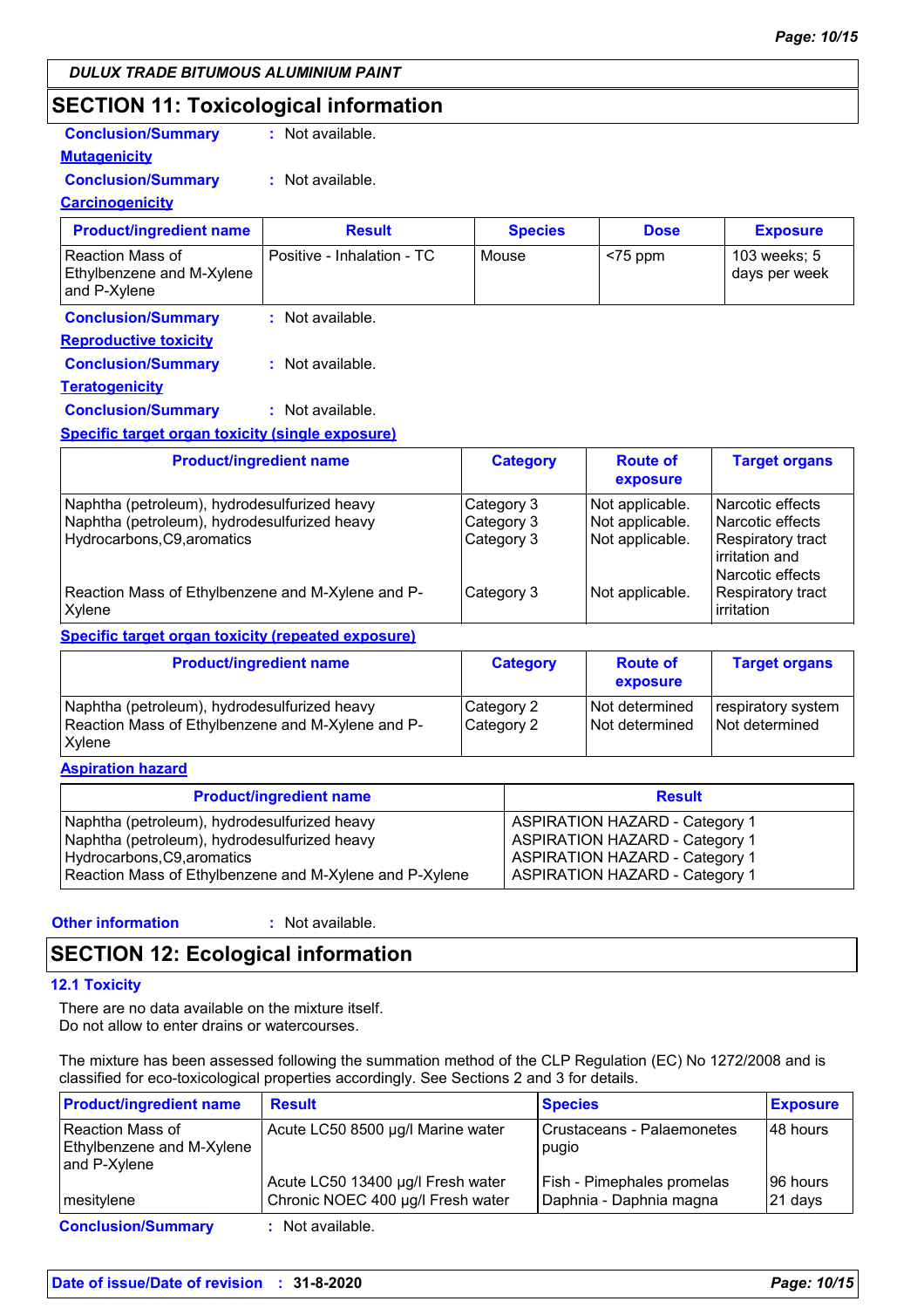**DULUX TRADE BITUMOUS ALUMINIUM PAINT**

## SECTION 11: Toxicological information

**Conclusion/Summary** : Not available.

**Mutagenicity**

**Conclusion/Summary** : Not available.

**Carcinogenicity**

| Product/ingredient name | Result | Species | Dose | Exposure |
|---|---|---|---|---|
| Reaction Mass of Ethylbenzene and M-Xylene and P-Xylene | Positive - Inhalation - TC | Mouse | <75 ppm | 103 weeks; 5 days per week |

**Conclusion/Summary** : Not available.

**Reproductive toxicity**

**Conclusion/Summary** : Not available.

**Teratogenicity**

**Conclusion/Summary** : Not available.

**Specific target organ toxicity (single exposure)**

| Product/ingredient name | Category | Route of exposure | Target organs |
|---|---|---|---|
| Naphtha (petroleum), hydrodesulfurized heavy | Category 3 | Not applicable. | Narcotic effects |
| Naphtha (petroleum), hydrodesulfurized heavy | Category 3 | Not applicable. | Narcotic effects |
| Hydrocarbons,C9,aromatics | Category 3 | Not applicable. | Respiratory tract irritation and Narcotic effects |
| Reaction Mass of Ethylbenzene and M-Xylene and P-Xylene | Category 3 | Not applicable. | Respiratory tract irritation |

**Specific target organ toxicity (repeated exposure)**

| Product/ingredient name | Category | Route of exposure | Target organs |
|---|---|---|---|
| Naphtha (petroleum), hydrodesulfurized heavy | Category 2 | Not determined | respiratory system |
| Reaction Mass of Ethylbenzene and M-Xylene and P-Xylene | Category 2 | Not determined | Not determined |

**Aspiration hazard**

| Product/ingredient name | Result |
|---|---|
| Naphtha (petroleum), hydrodesulfurized heavy | ASPIRATION HAZARD - Category 1 |
| Naphtha (petroleum), hydrodesulfurized heavy | ASPIRATION HAZARD - Category 1 |
| Hydrocarbons,C9,aromatics | ASPIRATION HAZARD - Category 1 |
| Reaction Mass of Ethylbenzene and M-Xylene and P-Xylene | ASPIRATION HAZARD - Category 1 |

**Other information** : Not available.

## SECTION 12: Ecological information

### 12.1 Toxicity

There are no data available on the mixture itself.
Do not allow to enter drains or watercourses.

The mixture has been assessed following the summation method of the CLP Regulation (EC) No 1272/2008 and is classified for eco-toxicological properties accordingly. See Sections 2 and 3 for details.

| Product/ingredient name | Result | Species | Exposure |
|---|---|---|---|
| Reaction Mass of Ethylbenzene and M-Xylene and P-Xylene | Acute LC50 8500 µg/l Marine water | Crustaceans - Palaemonetes pugio | 48 hours |
| | Acute LC50 13400 µg/l Fresh water | Fish - Pimephales promelas | 96 hours |
| mesitylene | Chronic NOEC 400 µg/l Fresh water | Daphnia - Daphnia magna | 21 days |

**Conclusion/Summary** : Not available.

**Date of issue/Date of revision** : **31-8-2020**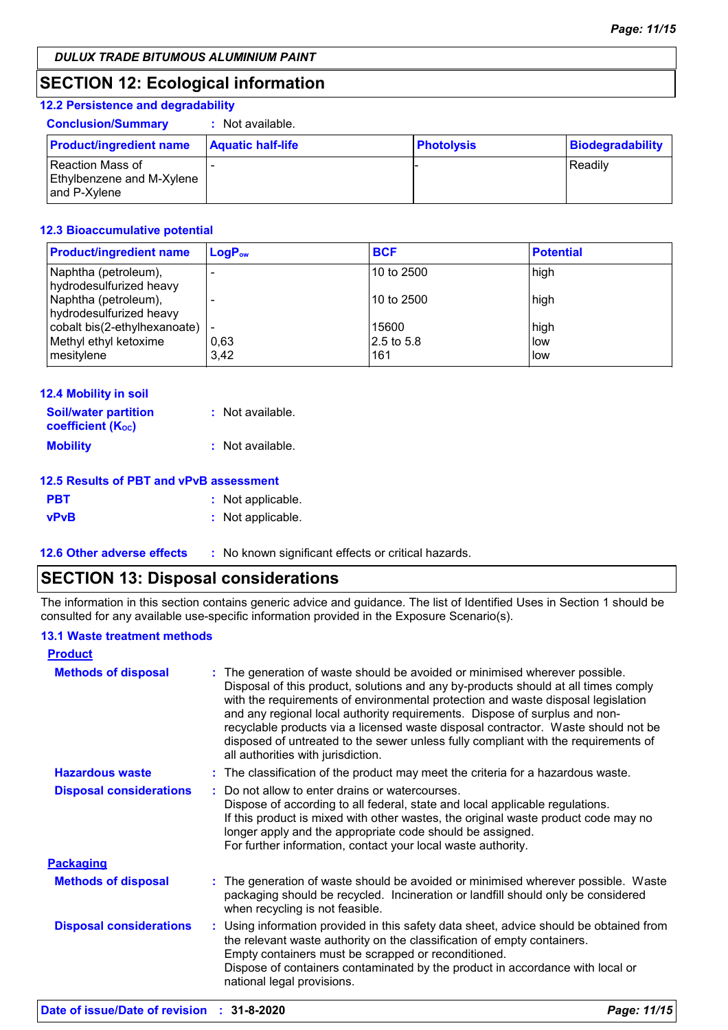**DULUX TRADE BITUMOUS ALUMINIUM PAINT**

## SECTION 12: Ecological information

### 12.2 Persistence and degradability

**Conclusion/Summary** : Not available.

| Product/ingredient name | Aquatic half-life | Photolysis | Biodegradability |
|---|---|---|---|
| Reaction Mass of Ethylbenzene and M-Xylene and P-Xylene | - | - | Readily |

### 12.3 Bioaccumulative potential

| Product/ingredient name | $LogP_{ow}$ | BCF | Potential |
|---|---|---|---|
| Naphtha (petroleum), hydrodesulfurized heavy | - | 10 to 2500 | high |
| Naphtha (petroleum), hydrodesulfurized heavy | - | 10 to 2500 | high |
| cobalt bis(2-ethylhexanoate) | - | 15600 | high |
| Methyl ethyl ketoxime | 0,63 | 2.5 to 5.8 | low |
| mesitylene | 3,42 | 161 | low |

### 12.4 Mobility in soil

**Soil/water partition coefficient ($K_{OC}$)** : Not available.

**Mobility** : Not available.

### 12.5 Results of PBT and vPvB assessment

**PBT** : Not applicable.

**vPvB** : Not applicable.

**12.6 Other adverse effects** : No known significant effects or critical hazards.

## SECTION 13: Disposal considerations

The information in this section contains generic advice and guidance. The list of Identified Uses in Section 1 should be consulted for any available use-specific information provided in the Exposure Scenario(s).

### 13.1 Waste treatment methods

**Product**

**Methods of disposal** : The generation of waste should be avoided or minimised wherever possible. Disposal of this product, solutions and any by-products should at all times comply with the requirements of environmental protection and waste disposal legislation and any regional local authority requirements. Dispose of surplus and non-recyclable products via a licensed waste disposal contractor. Waste should not be disposed of untreated to the sewer unless fully compliant with the requirements of all authorities with jurisdiction.

**Hazardous waste** : The classification of the product may meet the criteria for a hazardous waste.

**Disposal considerations** : Do not allow to enter drains or watercourses.
Dispose of according to all federal, state and local applicable regulations.
If this product is mixed with other wastes, the original waste product code may no longer apply and the appropriate code should be assigned.
For further information, contact your local waste authority.

**Packaging**

**Methods of disposal** : The generation of waste should be avoided or minimised wherever possible. Waste packaging should be recycled. Incineration or landfill should only be considered when recycling is not feasible.

**Disposal considerations** : Using information provided in this safety data sheet, advice should be obtained from the relevant waste authority on the classification of empty containers.
Empty containers must be scrapped or reconditioned.
Dispose of containers contaminated by the product in accordance with local or national legal provisions.

**Date of issue/Date of revision** : 31-8-2020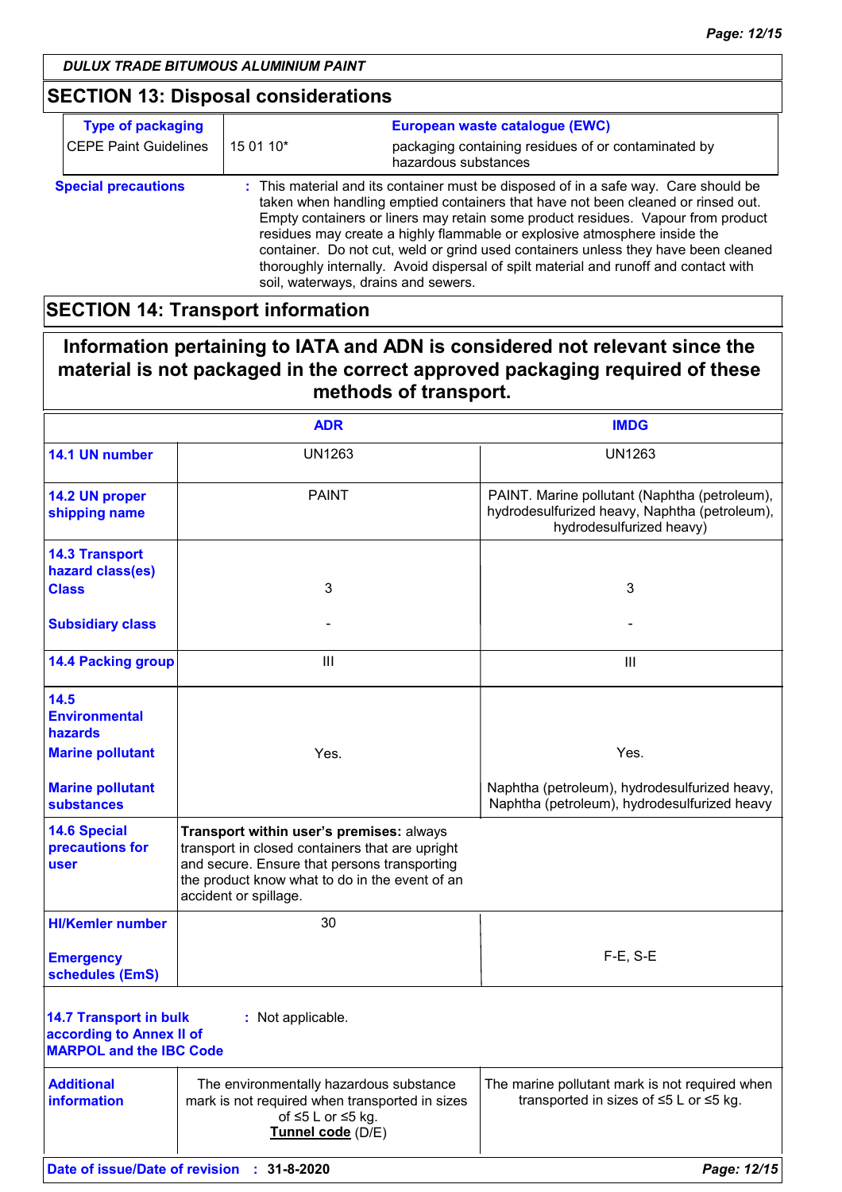## SECTION 13: Disposal considerations

| Type of packaging | | European waste catalogue (EWC) |
|---|---|---|
| CEPE Paint Guidelines | 15 01 10* | packaging containing residues of or contaminated by hazardous substances |

**Special precautions** : This material and its container must be disposed of in a safe way. Care should be taken when handling emptied containers that have not been cleaned or rinsed out. Empty containers or liners may retain some product residues. Vapour from product residues may create a highly flammable or explosive atmosphere inside the container. Do not cut, weld or grind used containers unless they have been cleaned thoroughly internally. Avoid dispersal of spilt material and runoff and contact with soil, waterways, drains and sewers.

## SECTION 14: Transport information

**Information pertaining to IATA and ADN is considered not relevant since the material is not packaged in the correct approved packaging required of these methods of transport.**

| | ADR | IMDG |
|---|---|---|
| **14.1 UN number** | UN1263 | UN1263 |
| **14.2 UN proper shipping name** | PAINT | PAINT. Marine pollutant (Naphtha (petroleum), hydrodesulfurized heavy, Naphtha (petroleum), hydrodesulfurized heavy) |
| **14.3 Transport hazard class(es)** **Class** | 3 | 3 |
| **Subsidiary class** | - | - |
| **14.4 Packing group** | III | III |
| **14.5 Environmental hazards** **Marine pollutant** | Yes. | Yes. |
| **Marine pollutant substances** | | Naphtha (petroleum), hydrodesulfurized heavy, Naphtha (petroleum), hydrodesulfurized heavy |
| **14.6 Special precautions for user** | **Transport within user's premises:** always transport in closed containers that are upright and secure. Ensure that persons transporting the product know what to do in the event of an accident or spillage. | |
| **HI/Kemler number** | 30 | |
| **Emergency schedules (EmS)** | | F-E, S-E |

**14.7 Transport in bulk according to Annex II of MARPOL and the IBC Code** : Not applicable.

| | ADR | IMDG |
|---|---|---|
| **Additional information** | The environmentally hazardous substance mark is not required when transported in sizes of ≤5 L or ≤5 kg. **Tunnel code** (D/E) | The marine pollutant mark is not required when transported in sizes of ≤5 L or ≤5 kg. |

**Date of issue/Date of revision** : **31-8-2020**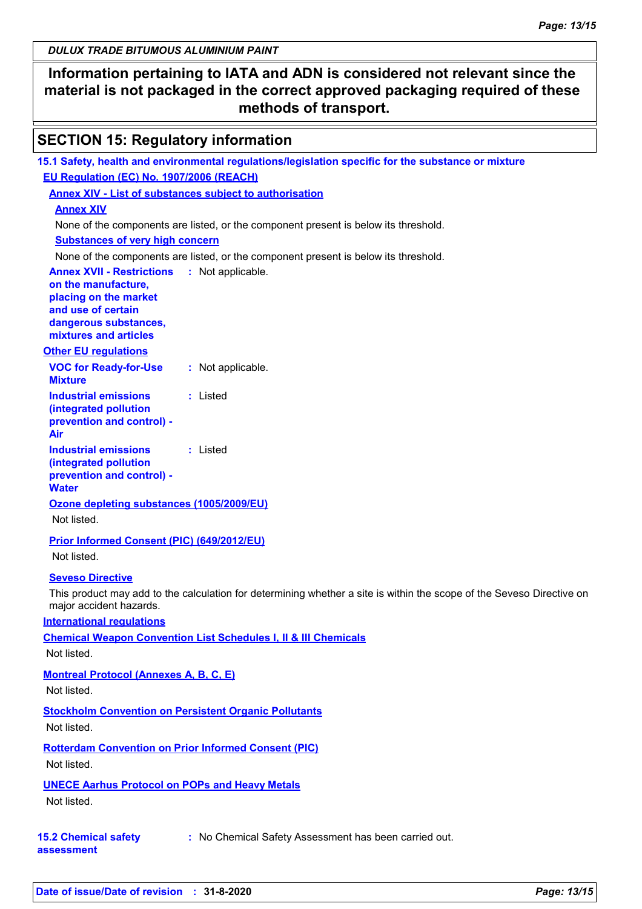**Information pertaining to IATA and ADN is considered not relevant since the material is not packaged in the correct approved packaging required of these methods of transport.**

## SECTION 15: Regulatory information

### 15.1 Safety, health and environmental regulations/legislation specific for the substance or mixture

**EU Regulation (EC) No. 1907/2006 (REACH)**

**Annex XIV - List of substances subject to authorisation**

**Annex XIV**

None of the components are listed, or the component present is below its threshold.

**Substances of very high concern**

None of the components are listed, or the component present is below its threshold.

**Annex XVII - Restrictions on the manufacture, placing on the market and use of certain dangerous substances, mixtures and articles** : Not applicable.

**Other EU regulations**

**VOC for Ready-for-Use Mixture** : Not applicable.

**Industrial emissions (integrated pollution prevention and control) - Air** : Listed

**Industrial emissions (integrated pollution prevention and control) - Water** : Listed

**Ozone depleting substances (1005/2009/EU)**

Not listed.

**Prior Informed Consent (PIC) (649/2012/EU)**

Not listed.

**Seveso Directive**

This product may add to the calculation for determining whether a site is within the scope of the Seveso Directive on major accident hazards.

**International regulations**

**Chemical Weapon Convention List Schedules I, II & III Chemicals**

Not listed.

**Montreal Protocol (Annexes A, B, C, E)**

Not listed.

**Stockholm Convention on Persistent Organic Pollutants**

Not listed.

**Rotterdam Convention on Prior Informed Consent (PIC)**

Not listed.

**UNECE Aarhus Protocol on POPs and Heavy Metals**

Not listed.

### 15.2 Chemical safety assessment

: No Chemical Safety Assessment has been carried out.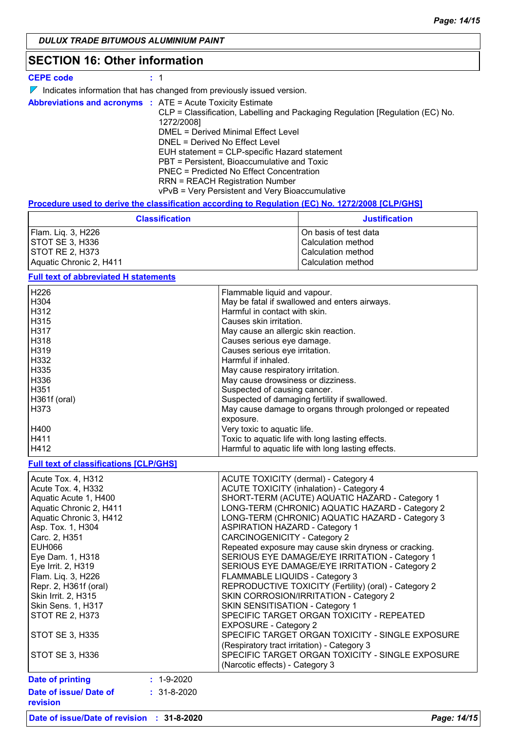## SECTION 16: Other information

**CEPE code** : 1

Indicates information that has changed from previously issued version.

**Abbreviations and acronyms** : ATE = Acute Toxicity Estimate
CLP = Classification, Labelling and Packaging Regulation [Regulation (EC) No. 1272/2008]
DMEL = Derived Minimal Effect Level
DNEL = Derived No Effect Level
EUH statement = CLP-specific Hazard statement
PBT = Persistent, Bioaccumulative and Toxic
PNEC = Predicted No Effect Concentration
RRN = REACH Registration Number
vPvB = Very Persistent and Very Bioaccumulative

**Procedure used to derive the classification according to Regulation (EC) No. 1272/2008 [CLP/GHS]**

| Classification | Justification |
|---|---|
| Flam. Liq. 3, H226 | On basis of test data |
| STOT SE 3, H336 | Calculation method |
| STOT RE 2, H373 | Calculation method |
| Aquatic Chronic 2, H411 | Calculation method |

**Full text of abbreviated H statements**

| | |
|---|---|
| H226 | Flammable liquid and vapour. |
| H304 | May be fatal if swallowed and enters airways. |
| H312 | Harmful in contact with skin. |
| H315 | Causes skin irritation. |
| H317 | May cause an allergic skin reaction. |
| H318 | Causes serious eye damage. |
| H319 | Causes serious eye irritation. |
| H332 | Harmful if inhaled. |
| H335 | May cause respiratory irritation. |
| H336 | May cause drowsiness or dizziness. |
| H351 | Suspected of causing cancer. |
| H361f (oral) | Suspected of damaging fertility if swallowed. |
| H373 | May cause damage to organs through prolonged or repeated exposure. |
| H400 | Very toxic to aquatic life. |
| H411 | Toxic to aquatic life with long lasting effects. |
| H412 | Harmful to aquatic life with long lasting effects. |

**Full text of classifications [CLP/GHS]**

| | |
|---|---|
| Acute Tox. 4, H312 | ACUTE TOXICITY (dermal) - Category 4 |
| Acute Tox. 4, H332 | ACUTE TOXICITY (inhalation) - Category 4 |
| Aquatic Acute 1, H400 | SHORT-TERM (ACUTE) AQUATIC HAZARD - Category 1 |
| Aquatic Chronic 2, H411 | LONG-TERM (CHRONIC) AQUATIC HAZARD - Category 2 |
| Aquatic Chronic 3, H412 | LONG-TERM (CHRONIC) AQUATIC HAZARD - Category 3 |
| Asp. Tox. 1, H304 | ASPIRATION HAZARD - Category 1 |
| Carc. 2, H351 | CARCINOGENICITY - Category 2 |
| EUH066 | Repeated exposure may cause skin dryness or cracking. |
| Eye Dam. 1, H318 | SERIOUS EYE DAMAGE/EYE IRRITATION - Category 1 |
| Eye Irrit. 2, H319 | SERIOUS EYE DAMAGE/EYE IRRITATION - Category 2 |
| Flam. Liq. 3, H226 | FLAMMABLE LIQUIDS - Category 3 |
| Repr. 2, H361f (oral) | REPRODUCTIVE TOXICITY (Fertility) (oral) - Category 2 |
| Skin Irrit. 2, H315 | SKIN CORROSION/IRRITATION - Category 2 |
| Skin Sens. 1, H317 | SKIN SENSITISATION - Category 1 |
| STOT RE 2, H373 | SPECIFIC TARGET ORGAN TOXICITY - REPEATED EXPOSURE - Category 2 |
| STOT SE 3, H335 | SPECIFIC TARGET ORGAN TOXICITY - SINGLE EXPOSURE (Respiratory tract irritation) - Category 3 |
| STOT SE 3, H336 | SPECIFIC TARGET ORGAN TOXICITY - SINGLE EXPOSURE (Narcotic effects) - Category 3 |

**Date of printing** : 1-9-2020

**Date of issue/ Date of revision** : 31-8-2020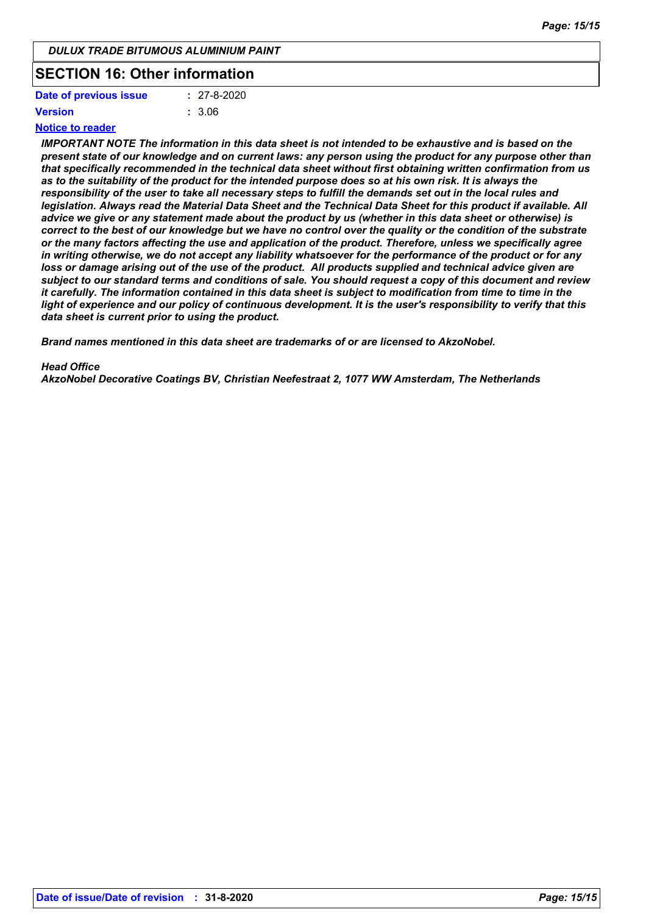## SECTION 16: Other information

| | |
|---|---|
| **Date of previous issue** | : 27-8-2020 |
| **Version** | : 3.06 |

**Notice to reader**

***IMPORTANT NOTE The information in this data sheet is not intended to be exhaustive and is based on the present state of our knowledge and on current laws: any person using the product for any purpose other than that specifically recommended in the technical data sheet without first obtaining written confirmation from us as to the suitability of the product for the intended purpose does so at his own risk. It is always the responsibility of the user to take all necessary steps to fulfill the demands set out in the local rules and legislation. Always read the Material Data Sheet and the Technical Data Sheet for this product if available. All advice we give or any statement made about the product by us (whether in this data sheet or otherwise) is correct to the best of our knowledge but we have no control over the quality or the condition of the substrate or the many factors affecting the use and application of the product. Therefore, unless we specifically agree in writing otherwise, we do not accept any liability whatsoever for the performance of the product or for any loss or damage arising out of the use of the product. All products supplied and technical advice given are subject to our standard terms and conditions of sale. You should request a copy of this document and review it carefully. The information contained in this data sheet is subject to modification from time to time in the light of experience and our policy of continuous development. It is the user's responsibility to verify that this data sheet is current prior to using the product.***

***Brand names mentioned in this data sheet are trademarks of or are licensed to AkzoNobel.***

***Head Office***
***AkzoNobel Decorative Coatings BV, Christian Neefestraat 2, 1077 WW Amsterdam, The Netherlands***

**Date of issue/Date of revision : 31-8-2020**